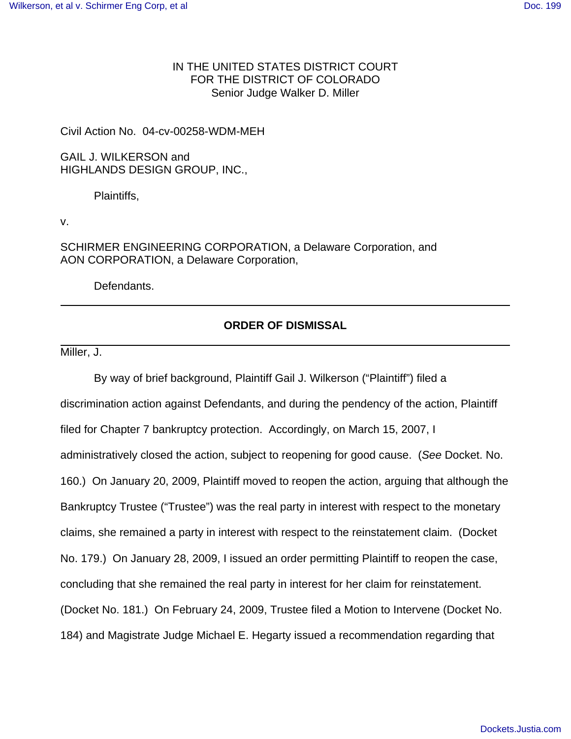IN THE UNITED STATES DISTRICT COURT
FOR THE DISTRICT OF COLORADO
Senior Judge Walker D. Miller

Civil Action No. 04-cv-00258-WDM-MEH

GAIL J. WILKERSON and
HIGHLANDS DESIGN GROUP, INC.,

Plaintiffs,

v.

SCHIRMER ENGINEERING CORPORATION, a Delaware Corporation, and
AON CORPORATION, a Delaware Corporation,

Defendants.

---

## ORDER OF DISMISSAL

---

Miller, J.

By way of brief background, Plaintiff Gail J. Wilkerson ("Plaintiff") filed a discrimination action against Defendants, and during the pendency of the action, Plaintiff filed for Chapter 7 bankruptcy protection. Accordingly, on March 15, 2007, I administratively closed the action, subject to reopening for good cause. (*See* Docket. No. 160.) On January 20, 2009, Plaintiff moved to reopen the action, arguing that although the Bankruptcy Trustee ("Trustee") was the real party in interest with respect to the monetary claims, she remained a party in interest with respect to the reinstatement claim. (Docket No. 179.) On January 28, 2009, I issued an order permitting Plaintiff to reopen the case, concluding that she remained the real party in interest for her claim for reinstatement. (Docket No. 181.) On February 24, 2009, Trustee filed a Motion to Intervene (Docket No. 184) and Magistrate Judge Michael E. Hegarty issued a recommendation regarding that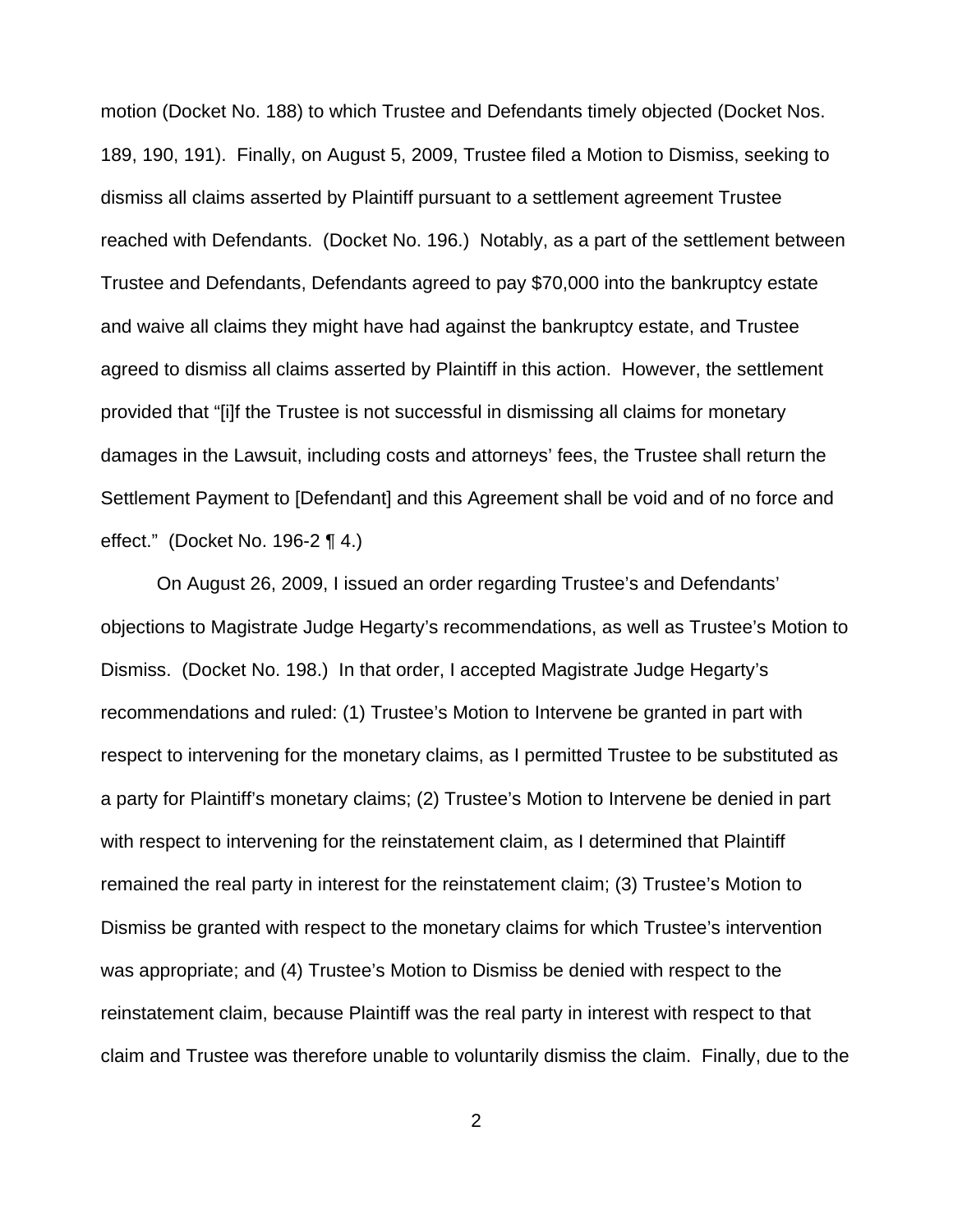motion (Docket No. 188) to which Trustee and Defendants timely objected (Docket Nos. 189, 190, 191). Finally, on August 5, 2009, Trustee filed a Motion to Dismiss, seeking to dismiss all claims asserted by Plaintiff pursuant to a settlement agreement Trustee reached with Defendants. (Docket No. 196.) Notably, as a part of the settlement between Trustee and Defendants, Defendants agreed to pay $70,000 into the bankruptcy estate and waive all claims they might have had against the bankruptcy estate, and Trustee agreed to dismiss all claims asserted by Plaintiff in this action. However, the settlement provided that "[i]f the Trustee is not successful in dismissing all claims for monetary damages in the Lawsuit, including costs and attorneys' fees, the Trustee shall return the Settlement Payment to [Defendant] and this Agreement shall be void and of no force and effect." (Docket No. 196-2 ¶ 4.)

On August 26, 2009, I issued an order regarding Trustee's and Defendants' objections to Magistrate Judge Hegarty's recommendations, as well as Trustee's Motion to Dismiss. (Docket No. 198.) In that order, I accepted Magistrate Judge Hegarty's recommendations and ruled: (1) Trustee's Motion to Intervene be granted in part with respect to intervening for the monetary claims, as I permitted Trustee to be substituted as a party for Plaintiff's monetary claims; (2) Trustee's Motion to Intervene be denied in part with respect to intervening for the reinstatement claim, as I determined that Plaintiff remained the real party in interest for the reinstatement claim; (3) Trustee's Motion to Dismiss be granted with respect to the monetary claims for which Trustee's intervention was appropriate; and (4) Trustee's Motion to Dismiss be denied with respect to the reinstatement claim, because Plaintiff was the real party in interest with respect to that claim and Trustee was therefore unable to voluntarily dismiss the claim. Finally, due to the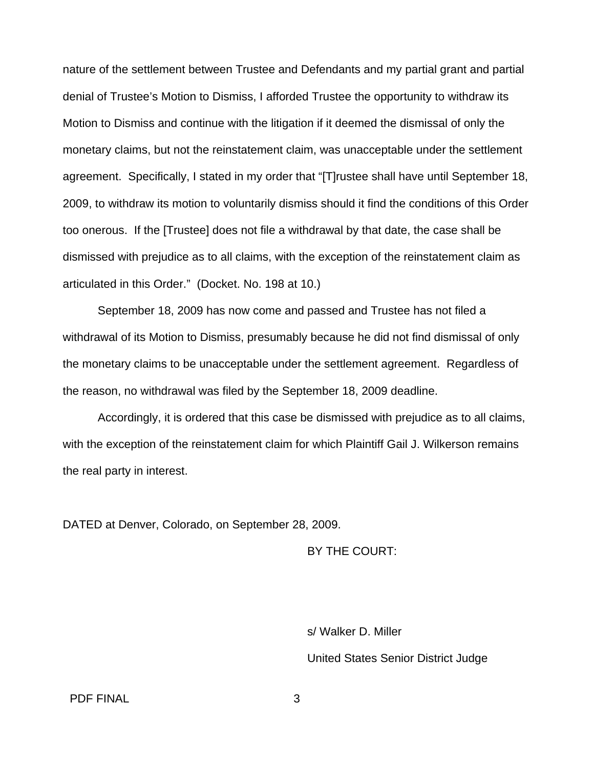nature of the settlement between Trustee and Defendants and my partial grant and partial denial of Trustee's Motion to Dismiss, I afforded Trustee the opportunity to withdraw its Motion to Dismiss and continue with the litigation if it deemed the dismissal of only the monetary claims, but not the reinstatement claim, was unacceptable under the settlement agreement. Specifically, I stated in my order that "[T]rustee shall have until September 18, 2009, to withdraw its motion to voluntarily dismiss should it find the conditions of this Order too onerous. If the [Trustee] does not file a withdrawal by that date, the case shall be dismissed with prejudice as to all claims, with the exception of the reinstatement claim as articulated in this Order." (Docket. No. 198 at 10.)

September 18, 2009 has now come and passed and Trustee has not filed a withdrawal of its Motion to Dismiss, presumably because he did not find dismissal of only the monetary claims to be unacceptable under the settlement agreement. Regardless of the reason, no withdrawal was filed by the September 18, 2009 deadline.

Accordingly, it is ordered that this case be dismissed with prejudice as to all claims, with the exception of the reinstatement claim for which Plaintiff Gail J. Wilkerson remains the real party in interest.

DATED at Denver, Colorado, on September 28, 2009.

BY THE COURT:

s/ Walker D. Miller

United States Senior District Judge

PDF FINAL